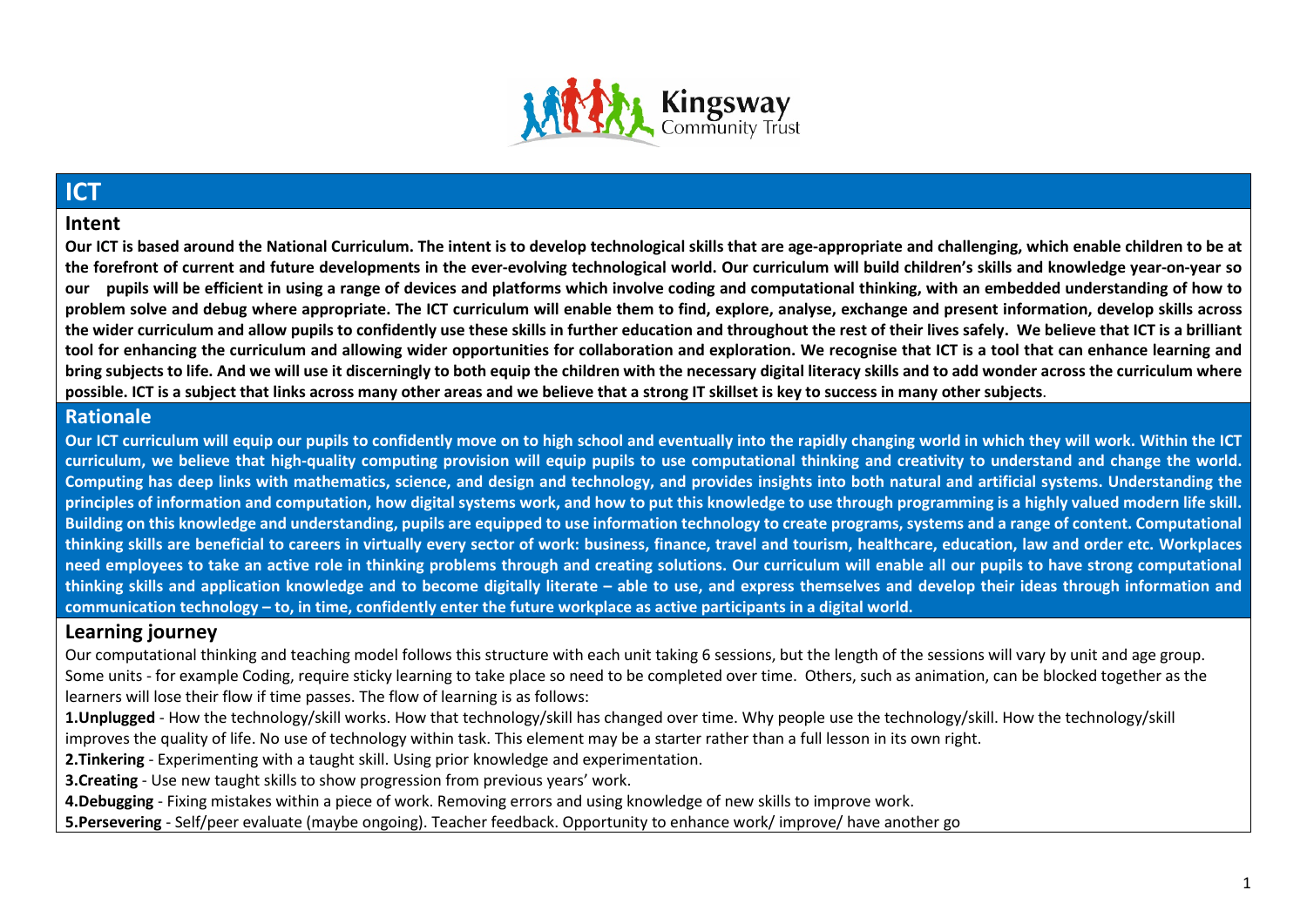Kingsway Community Trust

# ICT

## Intent

**Our ICT is based around the National Curriculum. The intent is to develop technological skills that are age-appropriate and challenging, which enable children to be at the forefront of current and future developments in the ever-evolving technological world. Our curriculum will build children's skills and knowledge year-on-year so our pupils will be efficient in using a range of devices and platforms which involve coding and computational thinking, with an embedded understanding of how to problem solve and debug where appropriate. The ICT curriculum will enable them to find, explore, analyse, exchange and present information, develop skills across the wider curriculum and allow pupils to confidently use these skills in further education and throughout the rest of their lives safely. We believe that ICT is a brilliant tool for enhancing the curriculum and allowing wider opportunities for collaboration and exploration. We recognise that ICT is a tool that can enhance learning and bring subjects to life. And we will use it discerningly to both equip the children with the necessary digital literacy skills and to add wonder across the curriculum where possible. ICT is a subject that links across many other areas and we believe that a strong IT skillset is key to success in many other subjects**.

## Rationale

**Our ICT curriculum will equip our pupils to confidently move on to high school and eventually into the rapidly changing world in which they will work. Within the ICT curriculum, we believe that high-quality computing provision will equip pupils to use computational thinking and creativity to understand and change the world. Computing has deep links with mathematics, science, and design and technology, and provides insights into both natural and artificial systems. Understanding the principles of information and computation, how digital systems work, and how to put this knowledge to use through programming is a highly valued modern life skill. Building on this knowledge and understanding, pupils are equipped to use information technology to create programs, systems and a range of content. Computational thinking skills are beneficial to careers in virtually every sector of work: business, finance, travel and tourism, healthcare, education, law and order etc. Workplaces need employees to take an active role in thinking problems through and creating solutions. Our curriculum will enable all our pupils to have strong computational thinking skills and application knowledge and to become digitally literate – able to use, and express themselves and develop their ideas through information and communication technology – to, in time, confidently enter the future workplace as active participants in a digital world.**

## Learning journey

Our computational thinking and teaching model follows this structure with each unit taking 6 sessions, but the length of the sessions will vary by unit and age group. Some units - for example Coding, require sticky learning to take place so need to be completed over time. Others, such as animation, can be blocked together as the learners will lose their flow if time passes. The flow of learning is as follows:

**1.Unplugged** - How the technology/skill works. How that technology/skill has changed over time. Why people use the technology/skill. How the technology/skill improves the quality of life. No use of technology within task. This element may be a starter rather than a full lesson in its own right.

**2.Tinkering** - Experimenting with a taught skill. Using prior knowledge and experimentation.

**3.Creating** - Use new taught skills to show progression from previous years' work.

**4.Debugging** - Fixing mistakes within a piece of work. Removing errors and using knowledge of new skills to improve work.

**5.Persevering** - Self/peer evaluate (maybe ongoing). Teacher feedback. Opportunity to enhance work/ improve/ have another go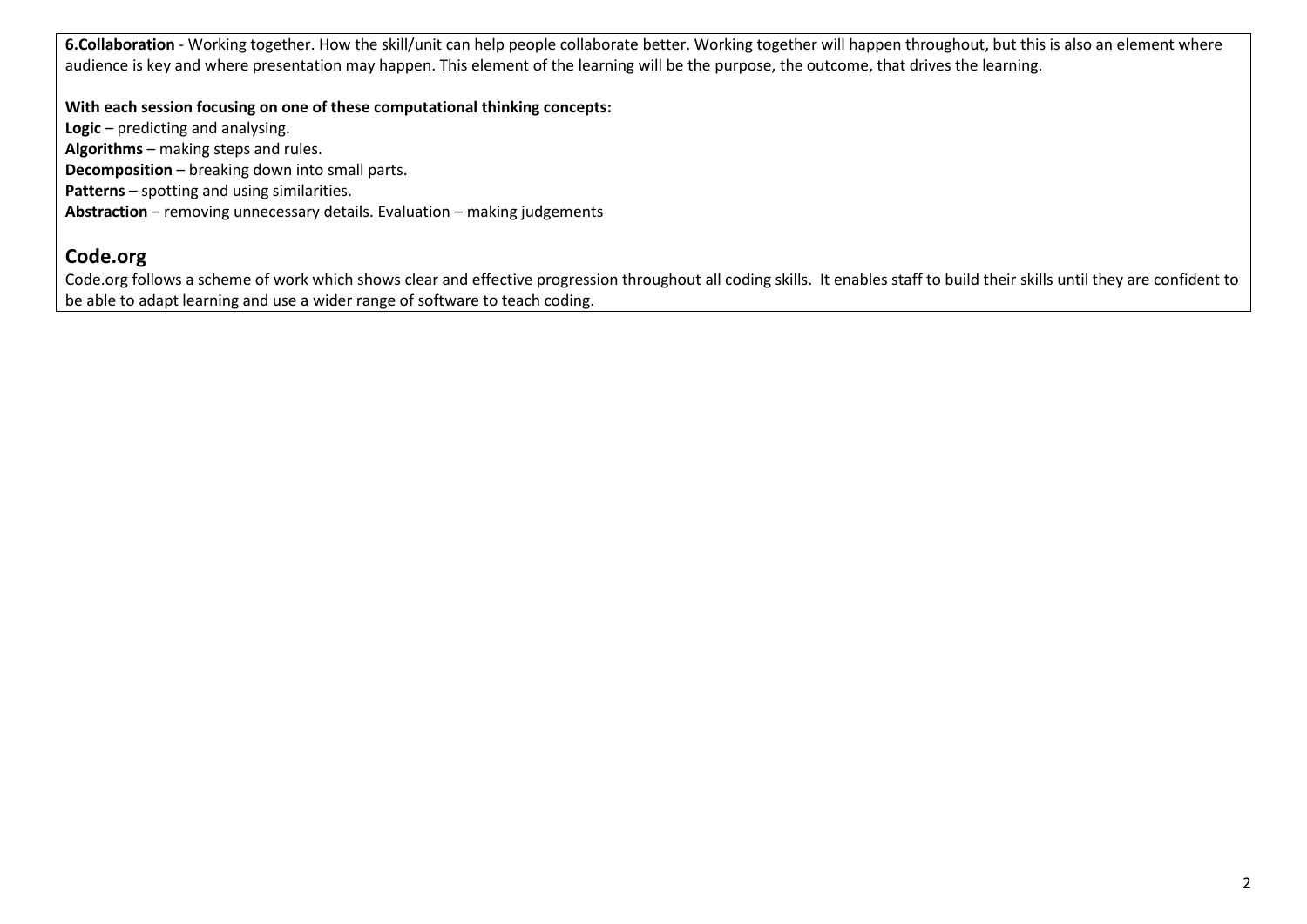**6.Collaboration** - Working together. How the skill/unit can help people collaborate better. Working together will happen throughout, but this is also an element where audience is key and where presentation may happen. This element of the learning will be the purpose, the outcome, that drives the learning.

**With each session focusing on one of these computational thinking concepts:**
**Logic** – predicting and analysing.
**Algorithms** – making steps and rules.
**Decomposition** – breaking down into small parts.
**Patterns** – spotting and using similarities.
**Abstraction** – removing unnecessary details. Evaluation – making judgements

## Code.org

Code.org follows a scheme of work which shows clear and effective progression throughout all coding skills. It enables staff to build their skills until they are confident to be able to adapt learning and use a wider range of software to teach coding.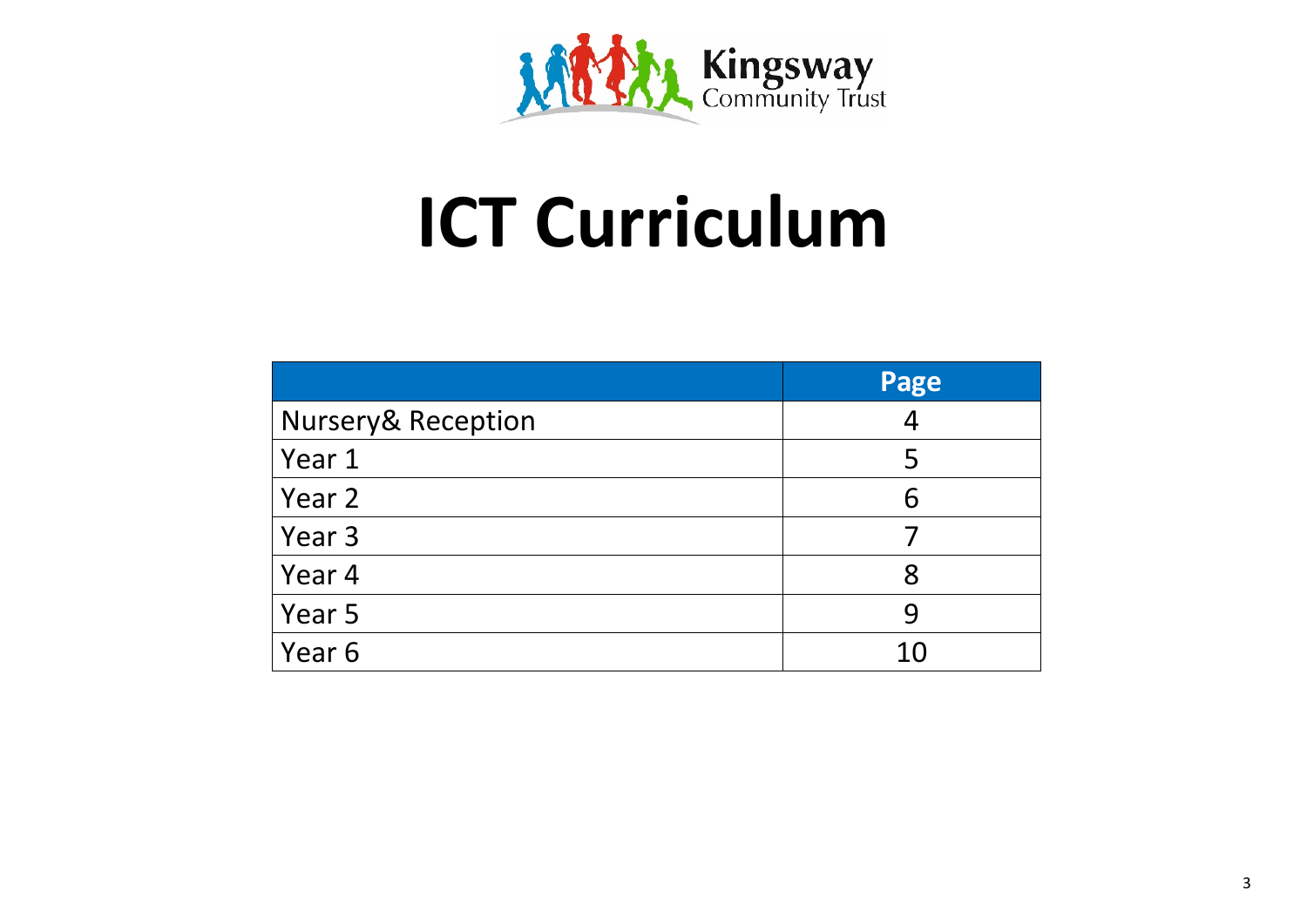Kingsway
Community Trust

# ICT Curriculum

| | Page |
|---|---|
| Nursery& Reception | 4 |
| Year 1 | 5 |
| Year 2 | 6 |
| Year 3 | 7 |
| Year 4 | 8 |
| Year 5 | 9 |
| Year 6 | 10 |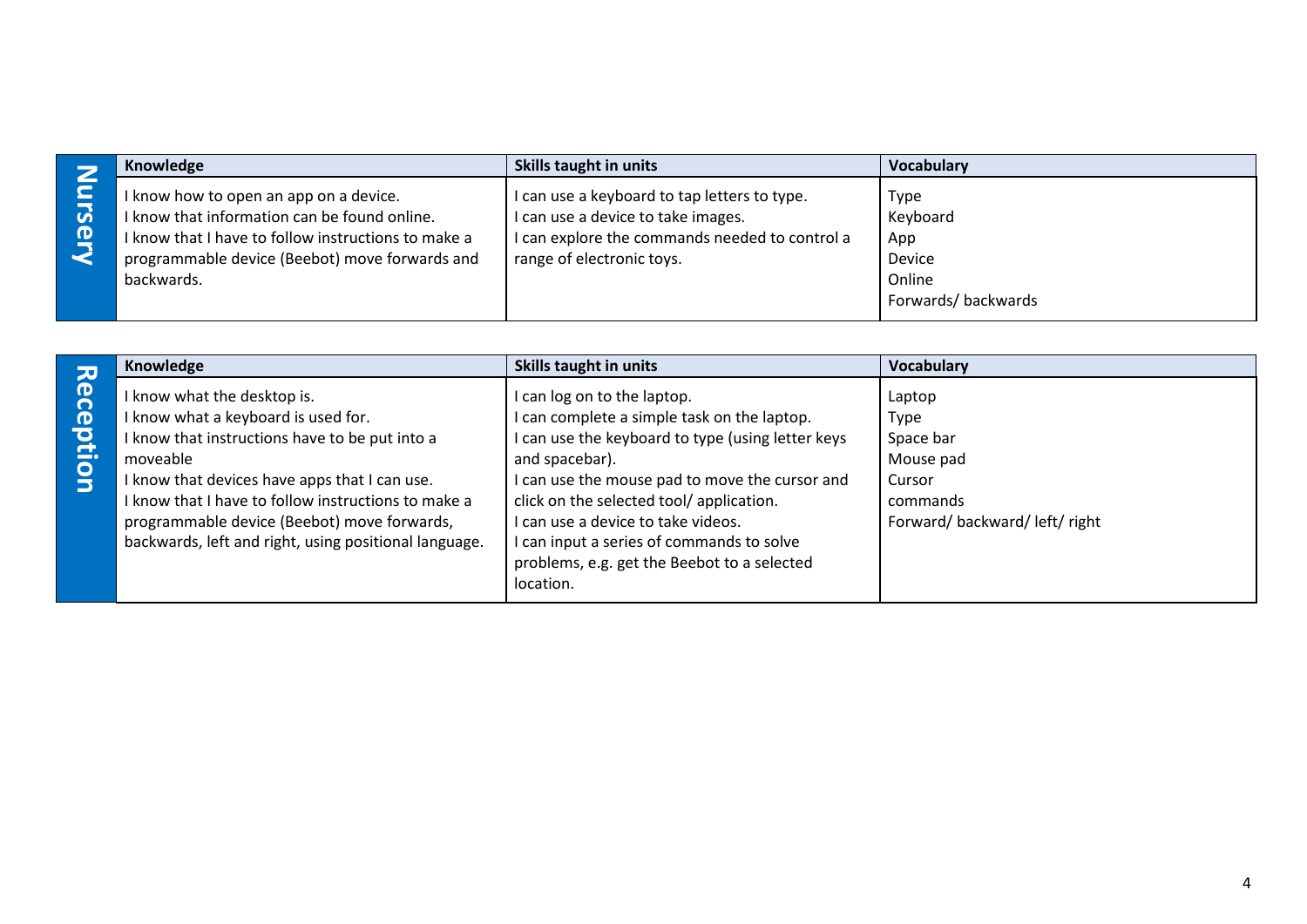## Nursery

| Knowledge | Skills taught in units | Vocabulary |
| --- | --- | --- |
| I know how to open an app on a device.<br>I know that information can be found online.<br>I know that I have to follow instructions to make a programmable device (Beebot) move forwards and backwards. | I can use a keyboard to tap letters to type.<br>I can use a device to take images.<br>I can explore the commands needed to control a range of electronic toys. | Type<br>Keyboard<br>App<br>Device<br>Online<br>Forwards/ backwards |

## Reception

| Knowledge | Skills taught in units | Vocabulary |
| --- | --- | --- |
| I know what the desktop is.<br>I know what a keyboard is used for.<br>I know that instructions have to be put into a moveable<br>I know that devices have apps that I can use.<br>I know that I have to follow instructions to make a programmable device (Beebot) move forwards, backwards, left and right, using positional language. | I can log on to the laptop.<br>I can complete a simple task on the laptop.<br>I can use the keyboard to type (using letter keys and spacebar).<br>I can use the mouse pad to move the cursor and click on the selected tool/ application.<br>I can use a device to take videos.<br>I can input a series of commands to solve problems, e.g. get the Beebot to a selected location. | Laptop<br>Type<br>Space bar<br>Mouse pad<br>Cursor<br>commands<br>Forward/ backward/ left/ right |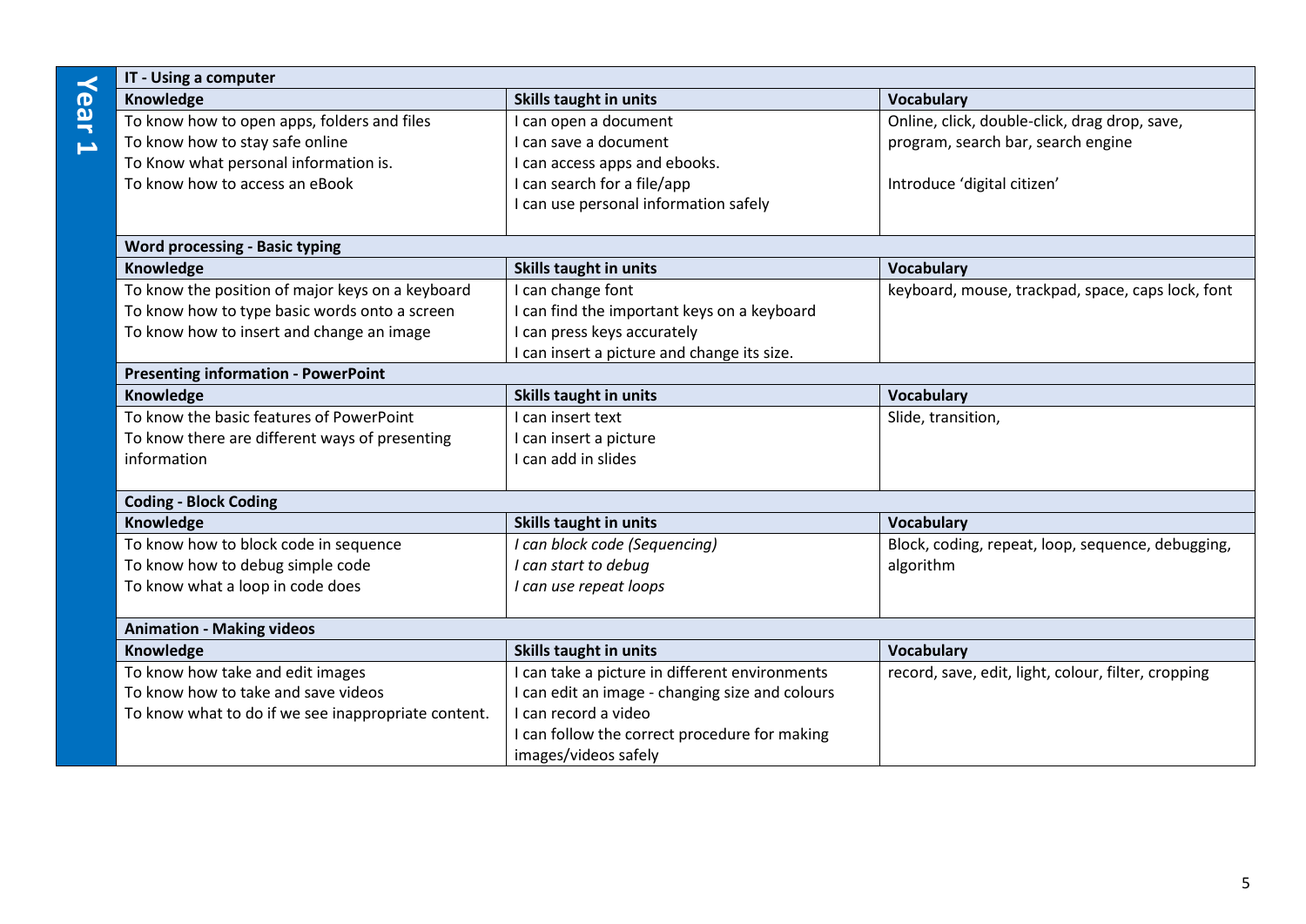## Year 1

### IT - Using a computer

| Knowledge | Skills taught in units | Vocabulary |
|---|---|---|
| To know how to open apps, folders and files<br>To know how to stay safe online<br>To Know what personal information is.<br>To know how to access an eBook | I can open a document<br>I can save a document<br>I can access apps and ebooks.<br>I can search for a file/app<br>I can use personal information safely | Online, click, double-click, drag drop, save, program, search bar, search engine<br><br>Introduce 'digital citizen' |

### Word processing - Basic typing

| Knowledge | Skills taught in units | Vocabulary |
|---|---|---|
| To know the position of major keys on a keyboard<br>To know how to type basic words onto a screen<br>To know how to insert and change an image | I can change font<br>I can find the important keys on a keyboard<br>I can press keys accurately<br>I can insert a picture and change its size. | keyboard, mouse, trackpad, space, caps lock, font |

### Presenting information - PowerPoint

| Knowledge | Skills taught in units | Vocabulary |
|---|---|---|
| To know the basic features of PowerPoint<br>To know there are different ways of presenting information | I can insert text<br>I can insert a picture<br>I can add in slides | Slide, transition, |

### Coding - Block Coding

| Knowledge | Skills taught in units | Vocabulary |
|---|---|---|
| To know how to block code in sequence<br>To know how to debug simple code<br>To know what a loop in code does | *I can block code (Sequencing)*<br>*I can start to debug*<br>*I can use repeat loops* | Block, coding, repeat, loop, sequence, debugging, algorithm |

### Animation - Making videos

| Knowledge | Skills taught in units | Vocabulary |
|---|---|---|
| To know how take and edit images<br>To know how to take and save videos<br>To know what to do if we see inappropriate content. | I can take a picture in different environments<br>I can edit an image - changing size and colours<br>I can record a video<br>I can follow the correct procedure for making images/videos safely | record, save, edit, light, colour, filter, cropping |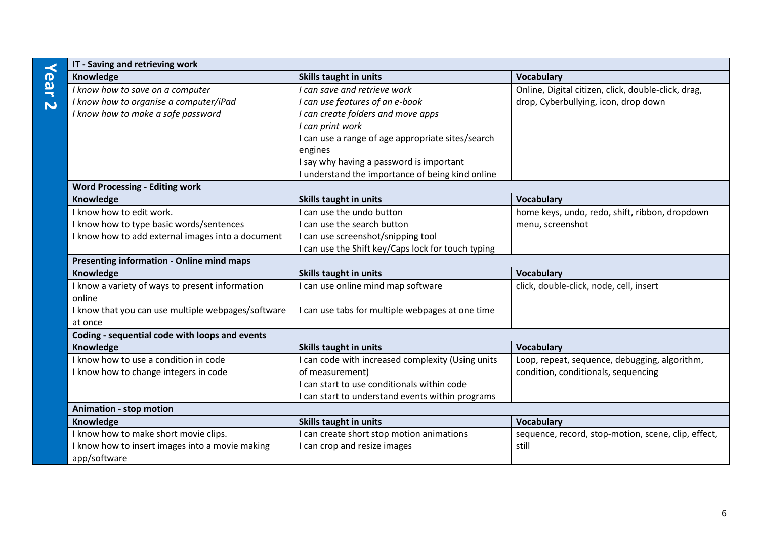## Year 2

| IT - Saving and retrieving work | | |
|---|---|---|
| **Knowledge** | **Skills taught in units** | **Vocabulary** |
| *I know how to save on a computer*<br>*I know how to organise a computer/iPad*<br>*I know how to make a safe password* | *I can save and retrieve work*<br>*I can use features of an e-book*<br>*I can create folders and move apps*<br>*I can print work*<br>I can use a range of age appropriate sites/search engines<br>I say why having a password is important<br>I understand the importance of being kind online | Online, Digital citizen, click, double-click, drag, drop, Cyberbullying, icon, drop down |
| **Word Processing - Editing work** | | |
| **Knowledge** | **Skills taught in units** | **Vocabulary** |
| I know how to edit work.<br>I know how to type basic words/sentences<br>I know how to add external images into a document | I can use the undo button<br>I can use the search button<br>I can use screenshot/snipping tool<br>I can use the Shift key/Caps lock for touch typing | home keys, undo, redo, shift, ribbon, dropdown menu, screenshot |
| **Presenting information - Online mind maps** | | |
| **Knowledge** | **Skills taught in units** | **Vocabulary** |
| I know a variety of ways to present information online<br>I know that you can use multiple webpages/software at once | I can use online mind map software<br>I can use tabs for multiple webpages at one time | click, double-click, node, cell, insert |
| **Coding - sequential code with loops and events** | | |
| **Knowledge** | **Skills taught in units** | **Vocabulary** |
| I know how to use a condition in code<br>I know how to change integers in code | I can code with increased complexity (Using units of measurement)<br>I can start to use conditionals within code<br>I can start to understand events within programs | Loop, repeat, sequence, debugging, algorithm, condition, conditionals, sequencing |
| **Animation - stop motion** | | |
| **Knowledge** | **Skills taught in units** | **Vocabulary** |
| I know how to make short movie clips.<br>I know how to insert images into a movie making app/software | I can create short stop motion animations<br>I can crop and resize images | sequence, record, stop-motion, scene, clip, effect, still |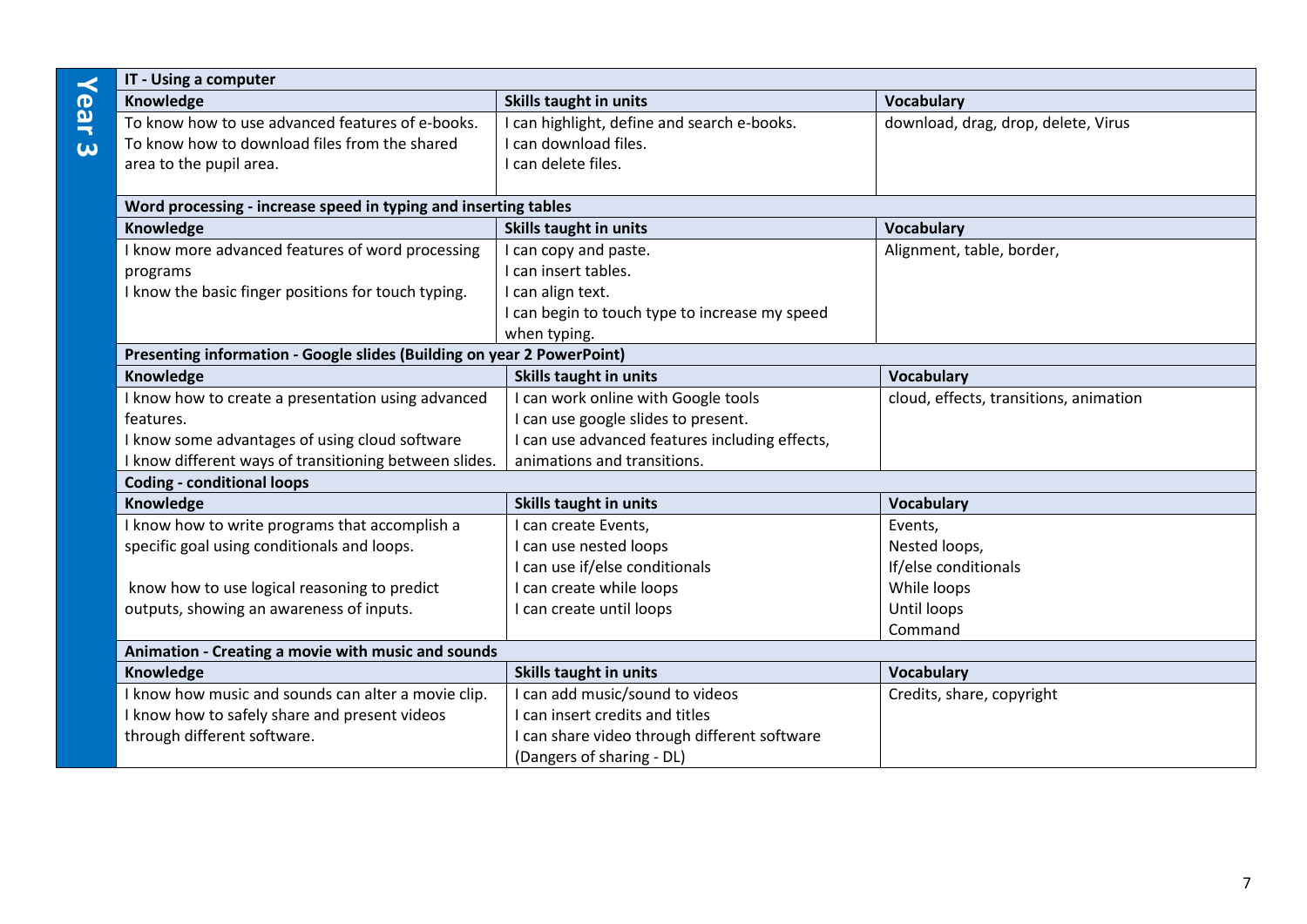# Year 3

## IT - Using a computer

| Knowledge | Skills taught in units | Vocabulary |
|---|---|---|
| To know how to use advanced features of e-books.<br>To know how to download files from the shared area to the pupil area. | I can highlight, define and search e-books.<br>I can download files.<br>I can delete files. | download, drag, drop, delete, Virus |

## Word processing - increase speed in typing and inserting tables

| Knowledge | Skills taught in units | Vocabulary |
|---|---|---|
| I know more advanced features of word processing programs<br>I know the basic finger positions for touch typing. | I can copy and paste.<br>I can insert tables.<br>I can align text.<br>I can begin to touch type to increase my speed when typing. | Alignment, table, border, |

## Presenting information - Google slides (Building on year 2 PowerPoint)

| Knowledge | Skills taught in units | Vocabulary |
|---|---|---|
| I know how to create a presentation using advanced features.<br>I know some advantages of using cloud software<br>I know different ways of transitioning between slides. | I can work online with Google tools<br>I can use google slides to present.<br>I can use advanced features including effects, animations and transitions. | cloud, effects, transitions, animation |

## Coding - conditional loops

| Knowledge | Skills taught in units | Vocabulary |
|---|---|---|
| I know how to write programs that accomplish a specific goal using conditionals and loops.<br><br>know how to use logical reasoning to predict outputs, showing an awareness of inputs. | I can create Events,<br>I can use nested loops<br>I can use if/else conditionals<br>I can create while loops<br>I can create until loops | Events,<br>Nested loops,<br>If/else conditionals<br>While loops<br>Until loops<br>Command |

## Animation - Creating a movie with music and sounds

| Knowledge | Skills taught in units | Vocabulary |
|---|---|---|
| I know how music and sounds can alter a movie clip.<br>I know how to safely share and present videos through different software. | I can add music/sound to videos<br>I can insert credits and titles<br>I can share video through different software<br>(Dangers of sharing - DL) | Credits, share, copyright |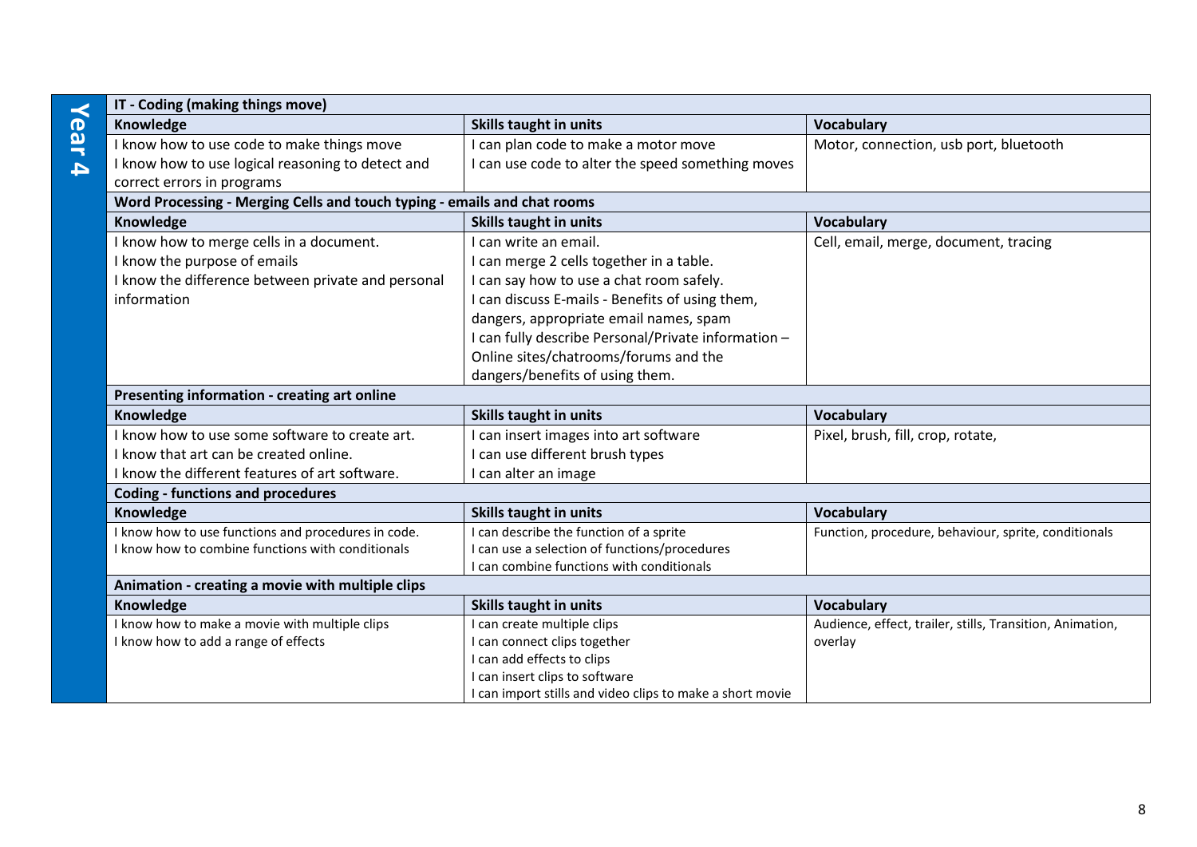## Year 4

| IT - Coding (making things move) | | |
|---|---|---|
| **Knowledge** | **Skills taught in units** | **Vocabulary** |
| I know how to use code to make things move<br>I know how to use logical reasoning to detect and correct errors in programs | I can plan code to make a motor move<br>I can use code to alter the speed something moves | Motor, connection, usb port, bluetooth |
| **Word Processing - Merging Cells and touch typing - emails and chat rooms** | | |
| **Knowledge** | **Skills taught in units** | **Vocabulary** |
| I know how to merge cells in a document.<br>I know the purpose of emails<br>I know the difference between private and personal information | I can write an email.<br>I can merge 2 cells together in a table.<br>I can say how to use a chat room safely.<br>I can discuss E-mails - Benefits of using them, dangers, appropriate email names, spam<br>I can fully describe Personal/Private information – Online sites/chatrooms/forums and the dangers/benefits of using them. | Cell, email, merge, document, tracing |
| **Presenting information - creating art online** | | |
| **Knowledge** | **Skills taught in units** | **Vocabulary** |
| I know how to use some software to create art.<br>I know that art can be created online.<br>I know the different features of art software. | I can insert images into art software<br>I can use different brush types<br>I can alter an image | Pixel, brush, fill, crop, rotate, |
| **Coding - functions and procedures** | | |
| **Knowledge** | **Skills taught in units** | **Vocabulary** |
| I know how to use functions and procedures in code.<br>I know how to combine functions with conditionals | I can describe the function of a sprite<br>I can use a selection of functions/procedures<br>I can combine functions with conditionals | Function, procedure, behaviour, sprite, conditionals |
| **Animation - creating a movie with multiple clips** | | |
| **Knowledge** | **Skills taught in units** | **Vocabulary** |
| I know how to make a movie with multiple clips<br>I know how to add a range of effects | I can create multiple clips<br>I can connect clips together<br>I can add effects to clips<br>I can insert clips to software<br>I can import stills and video clips to make a short movie | Audience, effect, trailer, stills, Transition, Animation, overlay |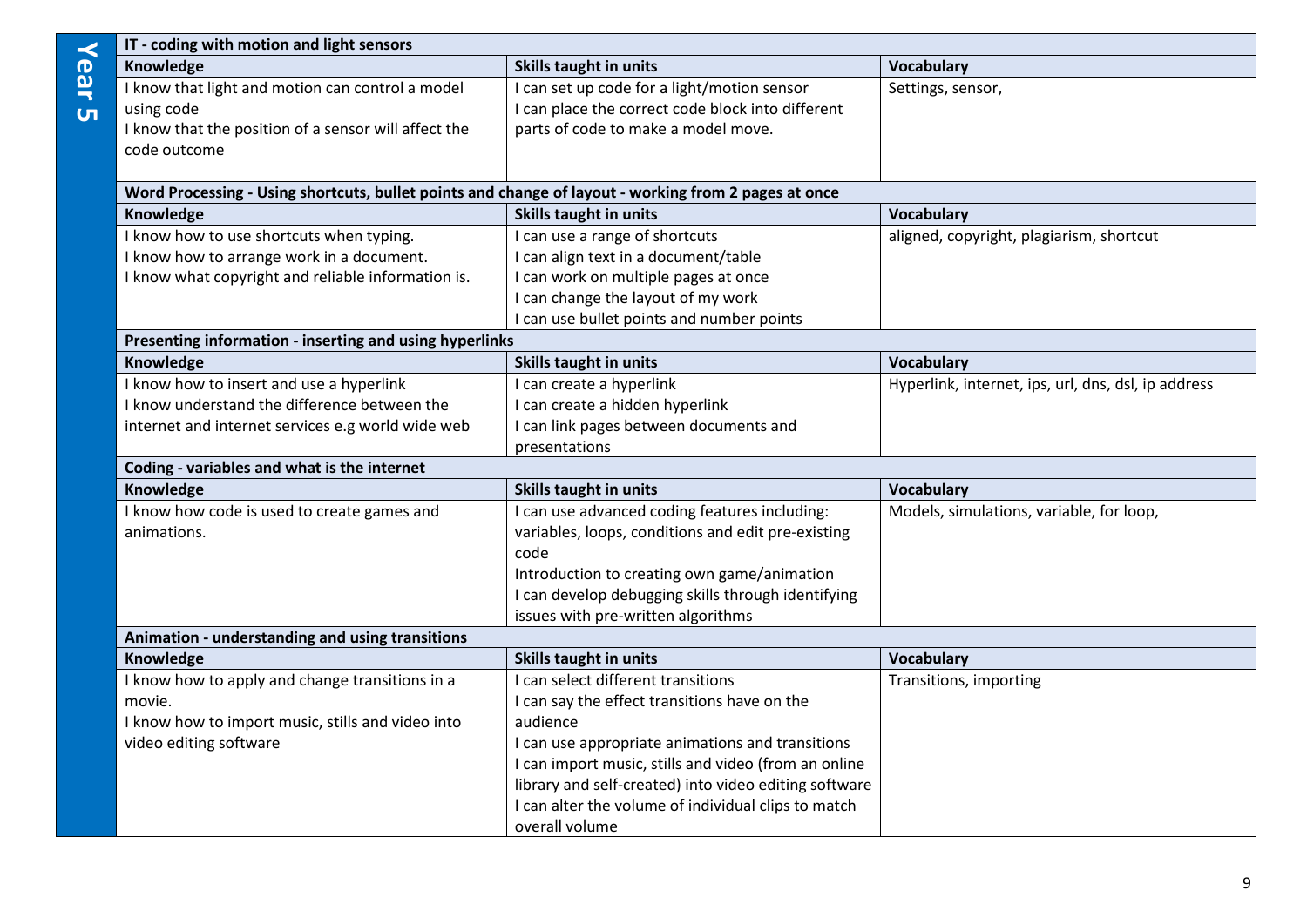## Year 5

### IT - coding with motion and light sensors

| Knowledge | Skills taught in units | Vocabulary |
|---|---|---|
| I know that light and motion can control a model using code<br>I know that the position of a sensor will affect the code outcome | I can set up code for a light/motion sensor<br>I can place the correct code block into different parts of code to make a model move. | Settings, sensor, |

### Word Processing - Using shortcuts, bullet points and change of layout - working from 2 pages at once

| Knowledge | Skills taught in units | Vocabulary |
|---|---|---|
| I know how to use shortcuts when typing.<br>I know how to arrange work in a document.<br>I know what copyright and reliable information is. | I can use a range of shortcuts<br>I can align text in a document/table<br>I can work on multiple pages at once<br>I can change the layout of my work<br>I can use bullet points and number points | aligned, copyright, plagiarism, shortcut |

### Presenting information - inserting and using hyperlinks

| Knowledge | Skills taught in units | Vocabulary |
|---|---|---|
| I know how to insert and use a hyperlink<br>I know understand the difference between the internet and internet services e.g world wide web | I can create a hyperlink<br>I can create a hidden hyperlink<br>I can link pages between documents and presentations | Hyperlink, internet, ips, url, dns, dsl, ip address |

### Coding - variables and what is the internet

| Knowledge | Skills taught in units | Vocabulary |
|---|---|---|
| I know how code is used to create games and animations. | I can use advanced coding features including: variables, loops, conditions and edit pre-existing code<br>Introduction to creating own game/animation<br>I can develop debugging skills through identifying issues with pre-written algorithms | Models, simulations, variable, for loop, |

### Animation - understanding and using transitions

| Knowledge | Skills taught in units | Vocabulary |
|---|---|---|
| I know how to apply and change transitions in a movie.<br>I know how to import music, stills and video into video editing software | I can select different transitions<br>I can say the effect transitions have on the audience<br>I can use appropriate animations and transitions<br>I can import music, stills and video (from an online library and self-created) into video editing software<br>I can alter the volume of individual clips to match overall volume | Transitions, importing |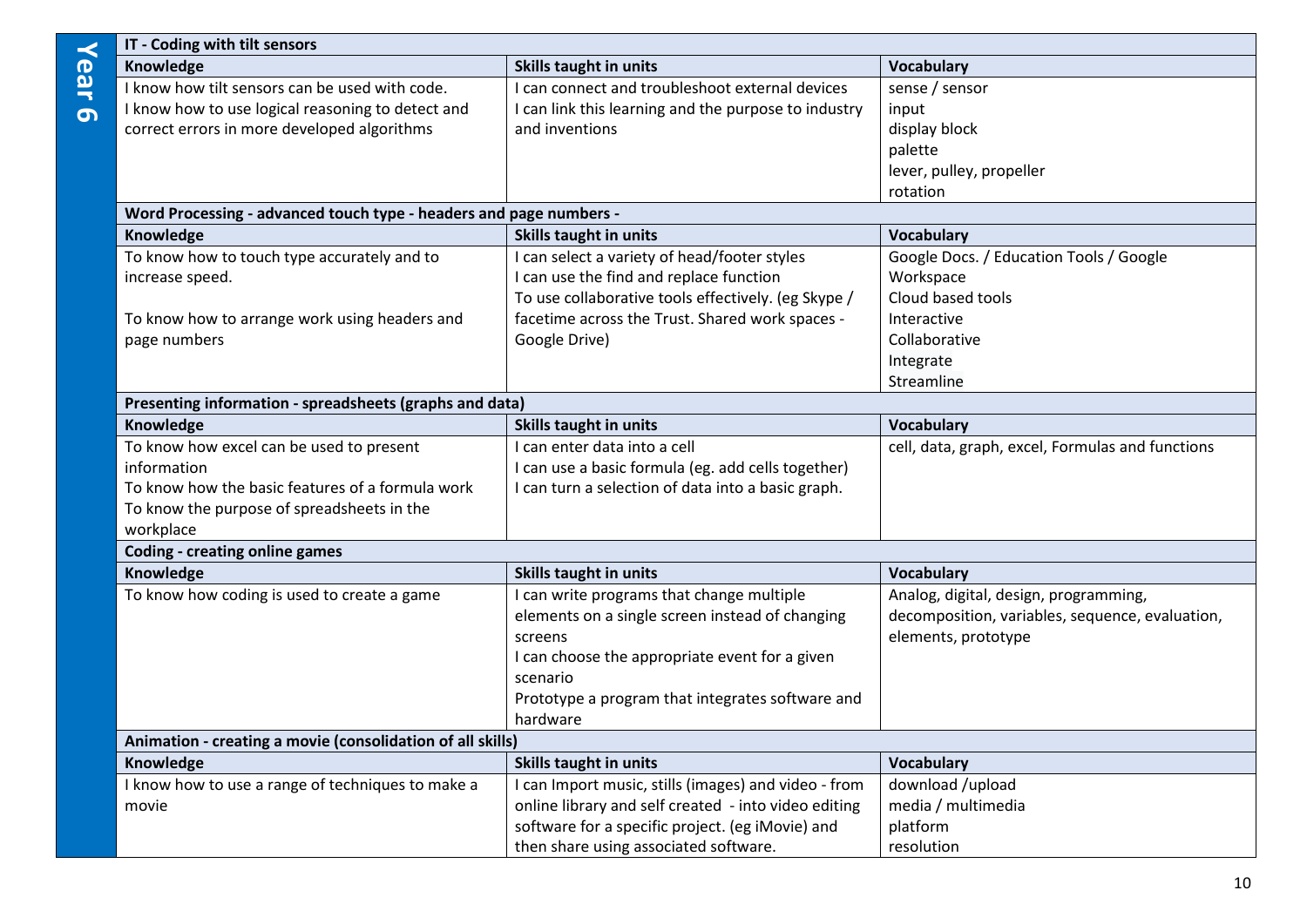## Year 6

| IT - Coding with tilt sensors | | |
|---|---|---|
| **Knowledge** | **Skills taught in units** | **Vocabulary** |
| I know how tilt sensors can be used with code.<br>I know how to use logical reasoning to detect and correct errors in more developed algorithms | I can connect and troubleshoot external devices<br>I can link this learning and the purpose to industry and inventions | sense / sensor<br>input<br>display block<br>palette<br>lever, pulley, propeller<br>rotation |
| **Word Processing - advanced touch type - headers and page numbers -** | | |
| **Knowledge** | **Skills taught in units** | **Vocabulary** |
| To know how to touch type accurately and to increase speed.<br><br>To know how to arrange work using headers and page numbers | I can select a variety of head/footer styles<br>I can use the find and replace function<br>To use collaborative tools effectively. (eg Skype / facetime across the Trust. Shared work spaces - Google Drive) | Google Docs. / Education Tools / Google Workspace<br>Cloud based tools<br>Interactive<br>Collaborative<br>Integrate<br>Streamline |
| **Presenting information - spreadsheets (graphs and data)** | | |
| **Knowledge** | **Skills taught in units** | **Vocabulary** |
| To know how excel can be used to present information<br>To know how the basic features of a formula work<br>To know the purpose of spreadsheets in the workplace | I can enter data into a cell<br>I can use a basic formula (eg. add cells together)<br>I can turn a selection of data into a basic graph. | cell, data, graph, excel, Formulas and functions |
| **Coding - creating online games** | | |
| **Knowledge** | **Skills taught in units** | **Vocabulary** |
| To know how coding is used to create a game | I can write programs that change multiple elements on a single screen instead of changing screens<br>I can choose the appropriate event for a given scenario<br>Prototype a program that integrates software and hardware | Analog, digital, design, programming, decomposition, variables, sequence, evaluation, elements, prototype |
| **Animation - creating a movie (consolidation of all skills)** | | |
| **Knowledge** | **Skills taught in units** | **Vocabulary** |
| I know how to use a range of techniques to make a movie | I can Import music, stills (images) and video - from online library and self created - into video editing software for a specific project. (eg iMovie) and then share using associated software. | download /upload<br>media / multimedia<br>platform<br>resolution |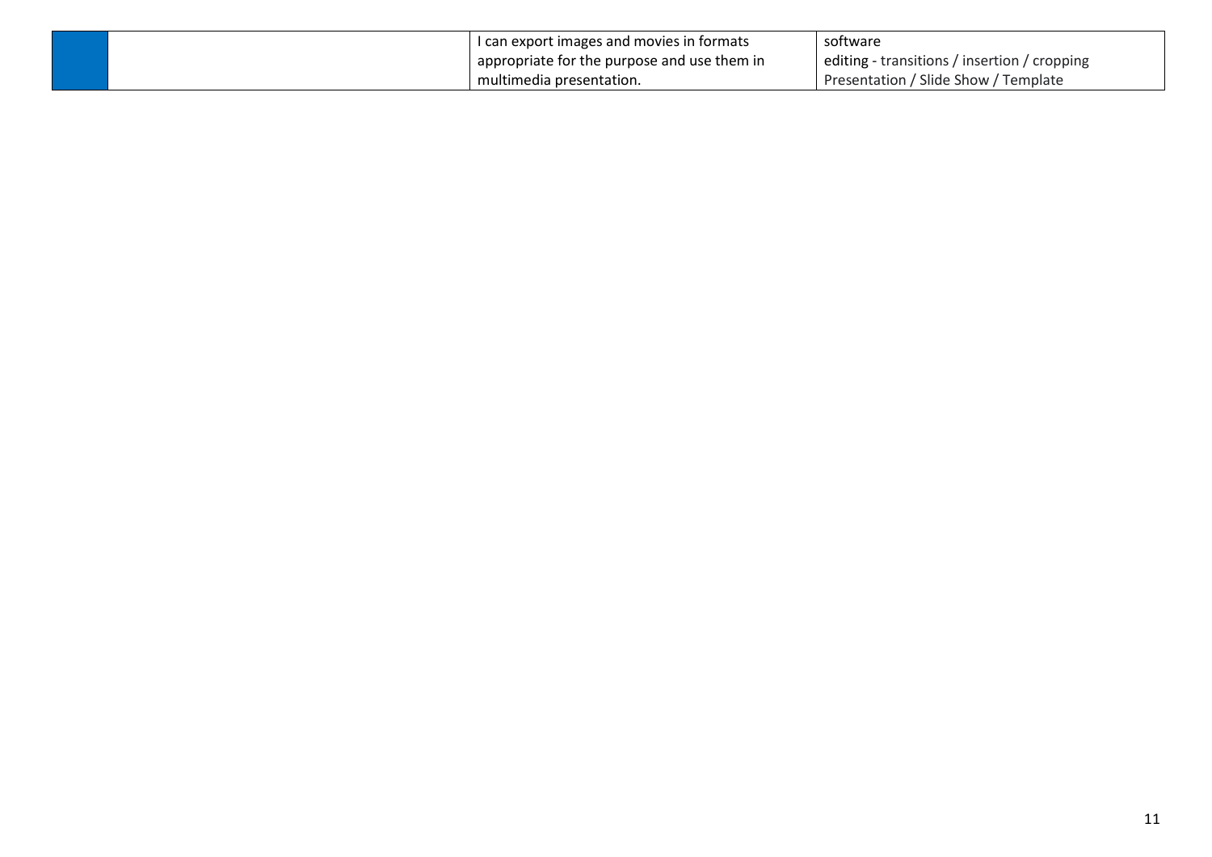| | | | |
|---|---|---|---|
| | | I can export images and movies in formats appropriate for the purpose and use them in multimedia presentation. | software<br>editing - transitions / insertion / cropping<br>Presentation / Slide Show / Template |